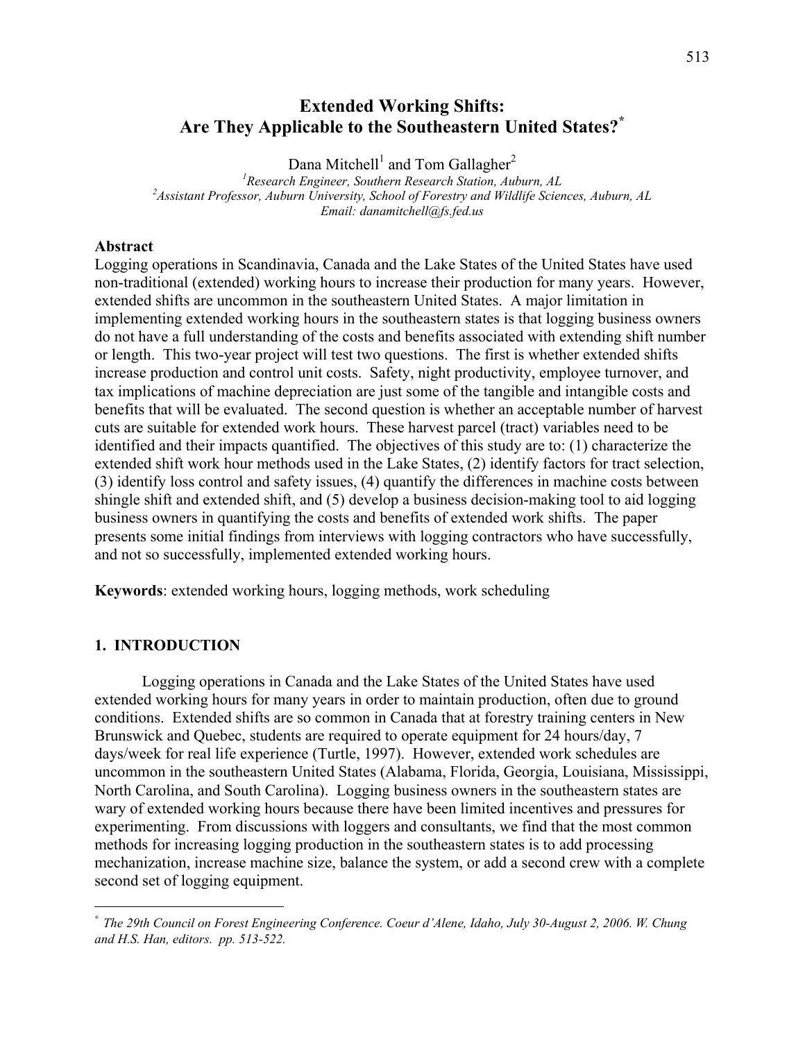# Extended Working Shifts: Are They Applicable to the Southeastern United States?*

Dana Mitchell[1] and Tom Gallagher[2]

[1]Research Engineer, Southern Research Station, Auburn, AL
[2]Assistant Professor, Auburn University, School of Forestry and Wildlife Sciences, Auburn, AL
*Email: danamitchell@fs.fed.us*

## Abstract

Logging operations in Scandinavia, Canada and the Lake States of the United States have used non-traditional (extended) working hours to increase their production for many years. However, extended shifts are uncommon in the southeastern United States. A major limitation in implementing extended working hours in the southeastern states is that logging business owners do not have a full understanding of the costs and benefits associated with extending shift number or length. This two-year project will test two questions. The first is whether extended shifts increase production and control unit costs. Safety, night productivity, employee turnover, and tax implications of machine depreciation are just some of the tangible and intangible costs and benefits that will be evaluated. The second question is whether an acceptable number of harvest cuts are suitable for extended work hours. These harvest parcel (tract) variables need to be identified and their impacts quantified. The objectives of this study are to: (1) characterize the extended shift work hour methods used in the Lake States, (2) identify factors for tract selection, (3) identify loss control and safety issues, (4) quantify the differences in machine costs between shingle shift and extended shift, and (5) develop a business decision-making tool to aid logging business owners in quantifying the costs and benefits of extended work shifts. The paper presents some initial findings from interviews with logging contractors who have successfully, and not so successfully, implemented extended working hours.

**Keywords**: extended working hours, logging methods, work scheduling

## 1. INTRODUCTION

Logging operations in Canada and the Lake States of the United States have used extended working hours for many years in order to maintain production, often due to ground conditions. Extended shifts are so common in Canada that at forestry training centers in New Brunswick and Quebec, students are required to operate equipment for 24 hours/day, 7 days/week for real life experience (Turtle, 1997). However, extended work schedules are uncommon in the southeastern United States (Alabama, Florida, Georgia, Louisiana, Mississippi, North Carolina, and South Carolina). Logging business owners in the southeastern states are wary of extended working hours because there have been limited incentives and pressures for experimenting. From discussions with loggers and consultants, we find that the most common methods for increasing logging production in the southeastern states is to add processing mechanization, increase machine size, balance the system, or add a second crew with a complete second set of logging equipment.

---

* *The 29th Council on Forest Engineering Conference. Coeur d'Alene, Idaho, July 30-August 2, 2006. W. Chung and H.S. Han, editors. pp. 513-522.*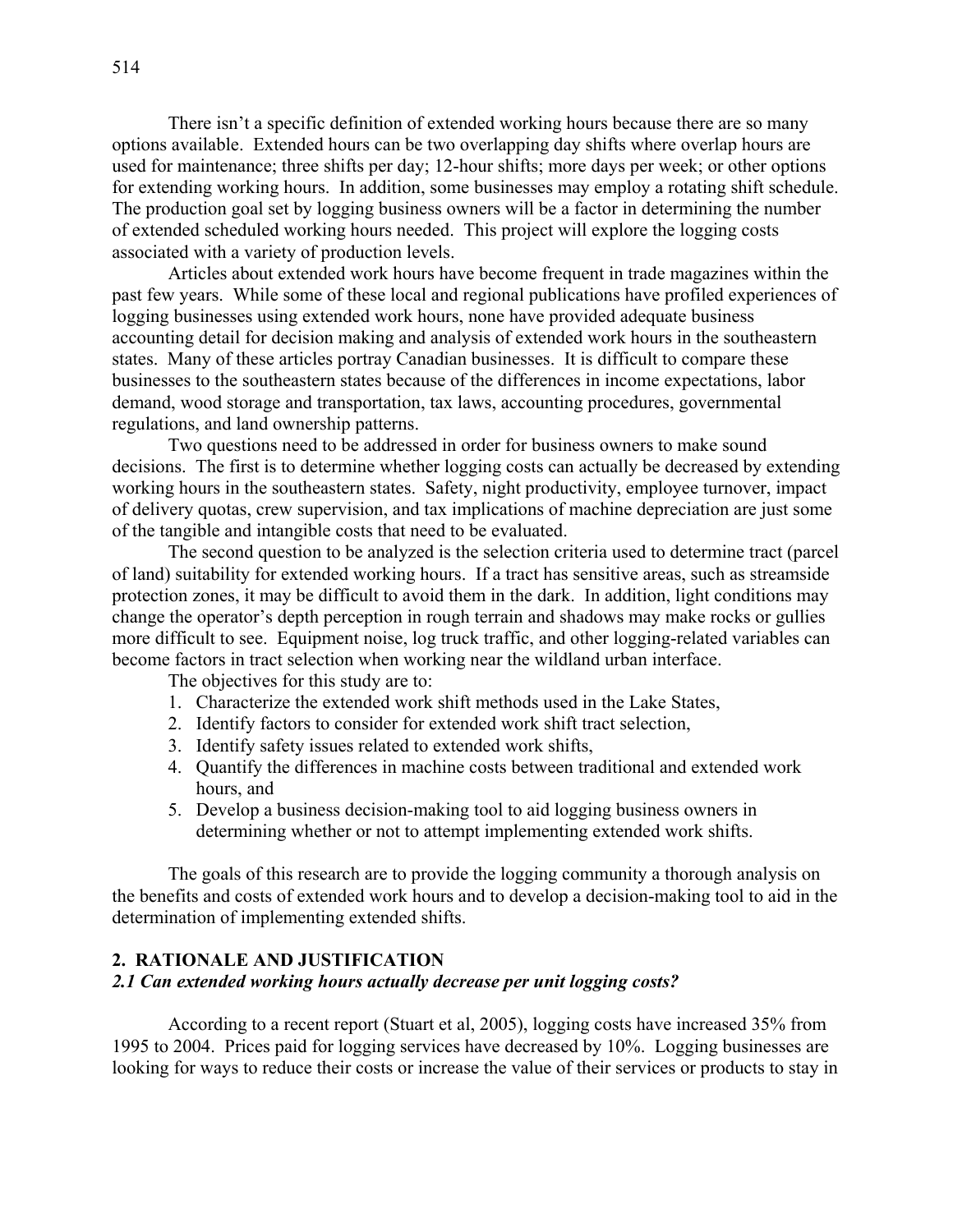There isn't a specific definition of extended working hours because there are so many options available. Extended hours can be two overlapping day shifts where overlap hours are used for maintenance; three shifts per day; 12-hour shifts; more days per week; or other options for extending working hours. In addition, some businesses may employ a rotating shift schedule. The production goal set by logging business owners will be a factor in determining the number of extended scheduled working hours needed. This project will explore the logging costs associated with a variety of production levels.

Articles about extended work hours have become frequent in trade magazines within the past few years. While some of these local and regional publications have profiled experiences of logging businesses using extended work hours, none have provided adequate business accounting detail for decision making and analysis of extended work hours in the southeastern states. Many of these articles portray Canadian businesses. It is difficult to compare these businesses to the southeastern states because of the differences in income expectations, labor demand, wood storage and transportation, tax laws, accounting procedures, governmental regulations, and land ownership patterns.

Two questions need to be addressed in order for business owners to make sound decisions. The first is to determine whether logging costs can actually be decreased by extending working hours in the southeastern states. Safety, night productivity, employee turnover, impact of delivery quotas, crew supervision, and tax implications of machine depreciation are just some of the tangible and intangible costs that need to be evaluated.

The second question to be analyzed is the selection criteria used to determine tract (parcel of land) suitability for extended working hours. If a tract has sensitive areas, such as streamside protection zones, it may be difficult to avoid them in the dark. In addition, light conditions may change the operator's depth perception in rough terrain and shadows may make rocks or gullies more difficult to see. Equipment noise, log truck traffic, and other logging-related variables can become factors in tract selection when working near the wildland urban interface.

The objectives for this study are to:

1. Characterize the extended work shift methods used in the Lake States,
2. Identify factors to consider for extended work shift tract selection,
3. Identify safety issues related to extended work shifts,
4. Quantify the differences in machine costs between traditional and extended work hours, and
5. Develop a business decision-making tool to aid logging business owners in determining whether or not to attempt implementing extended work shifts.

The goals of this research are to provide the logging community a thorough analysis on the benefits and costs of extended work hours and to develop a decision-making tool to aid in the determination of implementing extended shifts.

## 2. RATIONALE AND JUSTIFICATION

### *2.1 Can extended working hours actually decrease per unit logging costs?*

According to a recent report (Stuart et al, 2005), logging costs have increased 35% from 1995 to 2004. Prices paid for logging services have decreased by 10%. Logging businesses are looking for ways to reduce their costs or increase the value of their services or products to stay in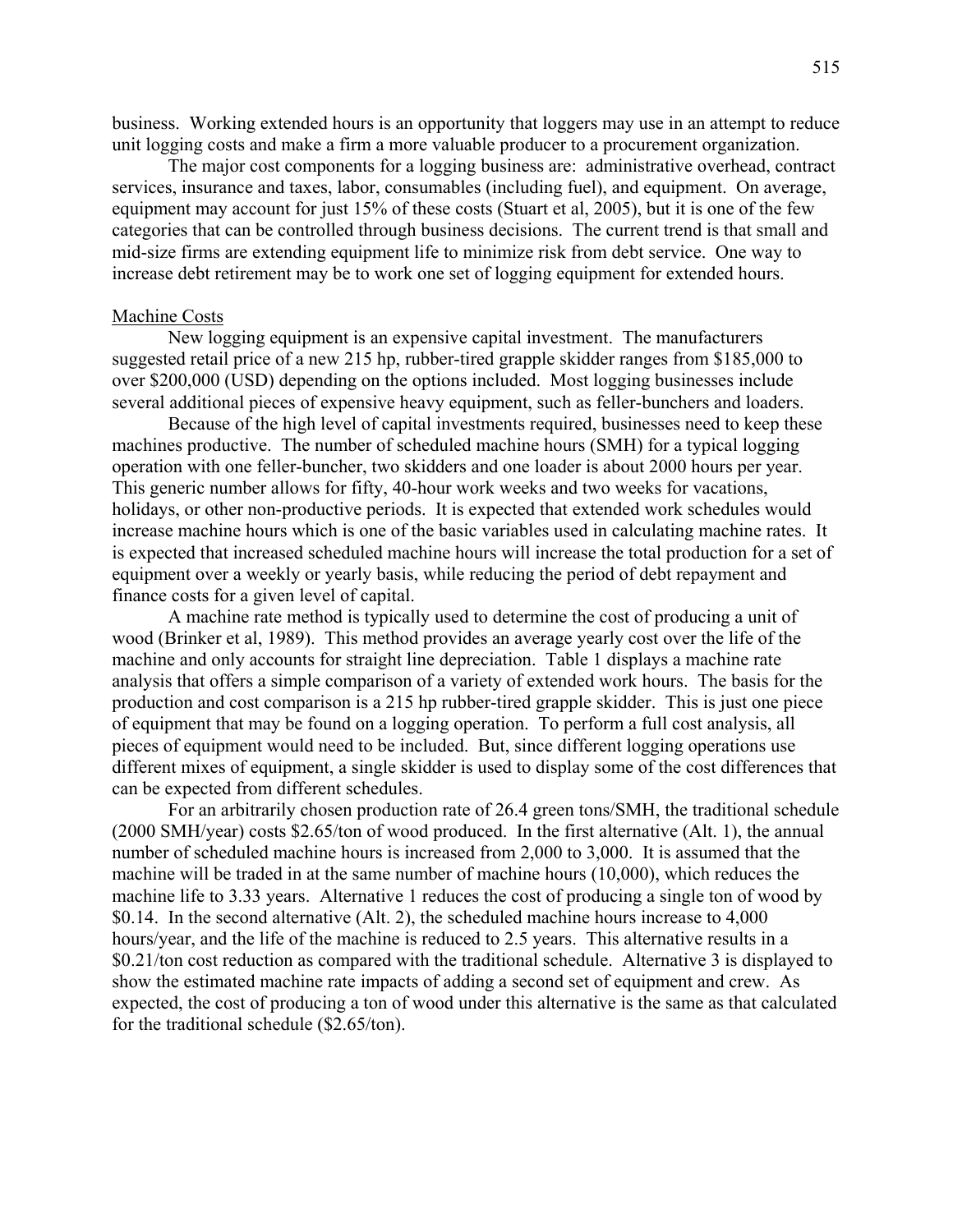business. Working extended hours is an opportunity that loggers may use in an attempt to reduce unit logging costs and make a firm a more valuable producer to a procurement organization.

The major cost components for a logging business are: administrative overhead, contract services, insurance and taxes, labor, consumables (including fuel), and equipment. On average, equipment may account for just 15% of these costs (Stuart et al, 2005), but it is one of the few categories that can be controlled through business decisions. The current trend is that small and mid-size firms are extending equipment life to minimize risk from debt service. One way to increase debt retirement may be to work one set of logging equipment for extended hours.

## Machine Costs

New logging equipment is an expensive capital investment. The manufacturers suggested retail price of a new 215 hp, rubber-tired grapple skidder ranges from $185,000 to over $200,000 (USD) depending on the options included. Most logging businesses include several additional pieces of expensive heavy equipment, such as feller-bunchers and loaders.

Because of the high level of capital investments required, businesses need to keep these machines productive. The number of scheduled machine hours (SMH) for a typical logging operation with one feller-buncher, two skidders and one loader is about 2000 hours per year. This generic number allows for fifty, 40-hour work weeks and two weeks for vacations, holidays, or other non-productive periods. It is expected that extended work schedules would increase machine hours which is one of the basic variables used in calculating machine rates. It is expected that increased scheduled machine hours will increase the total production for a set of equipment over a weekly or yearly basis, while reducing the period of debt repayment and finance costs for a given level of capital.

A machine rate method is typically used to determine the cost of producing a unit of wood (Brinker et al, 1989). This method provides an average yearly cost over the life of the machine and only accounts for straight line depreciation. Table 1 displays a machine rate analysis that offers a simple comparison of a variety of extended work hours. The basis for the production and cost comparison is a 215 hp rubber-tired grapple skidder. This is just one piece of equipment that may be found on a logging operation. To perform a full cost analysis, all pieces of equipment would need to be included. But, since different logging operations use different mixes of equipment, a single skidder is used to display some of the cost differences that can be expected from different schedules.

For an arbitrarily chosen production rate of 26.4 green tons/SMH, the traditional schedule (2000 SMH/year) costs $2.65/ton of wood produced. In the first alternative (Alt. 1), the annual number of scheduled machine hours is increased from 2,000 to 3,000. It is assumed that the machine will be traded in at the same number of machine hours (10,000), which reduces the machine life to 3.33 years. Alternative 1 reduces the cost of producing a single ton of wood by $0.14. In the second alternative (Alt. 2), the scheduled machine hours increase to 4,000 hours/year, and the life of the machine is reduced to 2.5 years. This alternative results in a $0.21/ton cost reduction as compared with the traditional schedule. Alternative 3 is displayed to show the estimated machine rate impacts of adding a second set of equipment and crew. As expected, the cost of producing a ton of wood under this alternative is the same as that calculated for the traditional schedule ($2.65/ton).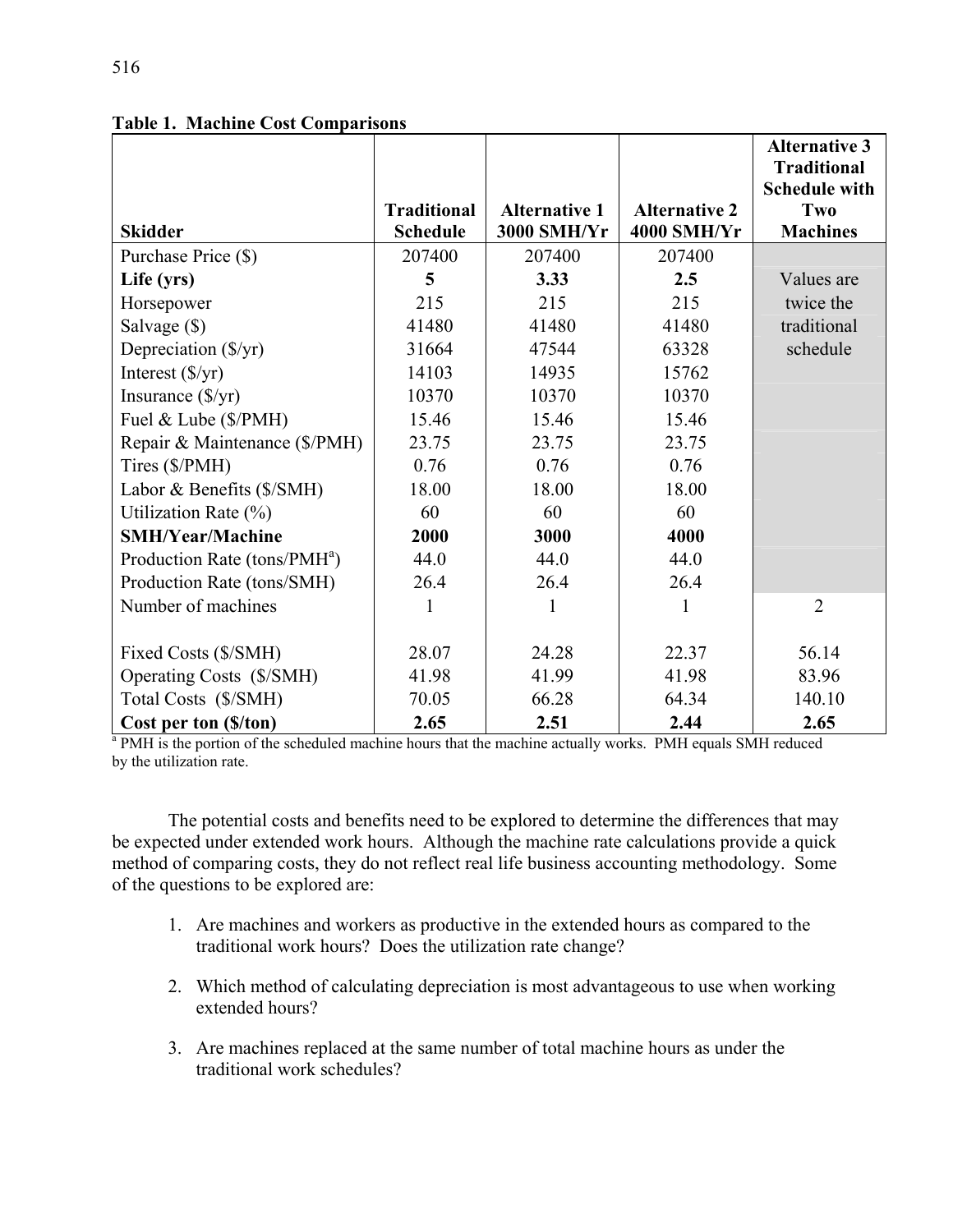**Table 1. Machine Cost Comparisons**

| Skidder | Traditional Schedule | Alternative 1 3000 SMH/Yr | Alternative 2 4000 SMH/Yr | Alternative 3 Traditional Schedule with Two Machines |
|---|---|---|---|---|
| Purchase Price ($) | 207400 | 207400 | 207400 | |
| **Life (yrs)** | **5** | **3.33** | **2.5** | Values are twice the traditional schedule |
| Horsepower | 215 | 215 | 215 | |
| Salvage ($) | 41480 | 41480 | 41480 | |
| Depreciation ($/yr) | 31664 | 47544 | 63328 | |
| Interest ($/yr) | 14103 | 14935 | 15762 | |
| Insurance ($/yr) | 10370 | 10370 | 10370 | |
| Fuel & Lube ($/PMH) | 15.46 | 15.46 | 15.46 | |
| Repair & Maintenance ($/PMH) | 23.75 | 23.75 | 23.75 | |
| Tires ($/PMH) | 0.76 | 0.76 | 0.76 | |
| Labor & Benefits ($/SMH) | 18.00 | 18.00 | 18.00 | |
| Utilization Rate (%) | 60 | 60 | 60 | |
| **SMH/Year/Machine** | **2000** | **3000** | **4000** | |
| Production Rate (tons/PMH[a]) | 44.0 | 44.0 | 44.0 | |
| Production Rate (tons/SMH) | 26.4 | 26.4 | 26.4 | |
| Number of machines | 1 | 1 | 1 | 2 |
| | | | | |
| Fixed Costs ($/SMH) | 28.07 | 24.28 | 22.37 | 56.14 |
| Operating Costs ($/SMH) | 41.98 | 41.99 | 41.98 | 83.96 |
| Total Costs ($/SMH) | 70.05 | 66.28 | 64.34 | 140.10 |
| **Cost per ton ($/ton)** | **2.65** | **2.51** | **2.44** | **2.65** |

[a] PMH is the portion of the scheduled machine hours that the machine actually works. PMH equals SMH reduced by the utilization rate.

The potential costs and benefits need to be explored to determine the differences that may be expected under extended work hours. Although the machine rate calculations provide a quick method of comparing costs, they do not reflect real life business accounting methodology. Some of the questions to be explored are:

1. Are machines and workers as productive in the extended hours as compared to the traditional work hours? Does the utilization rate change?
2. Which method of calculating depreciation is most advantageous to use when working extended hours?
3. Are machines replaced at the same number of total machine hours as under the traditional work schedules?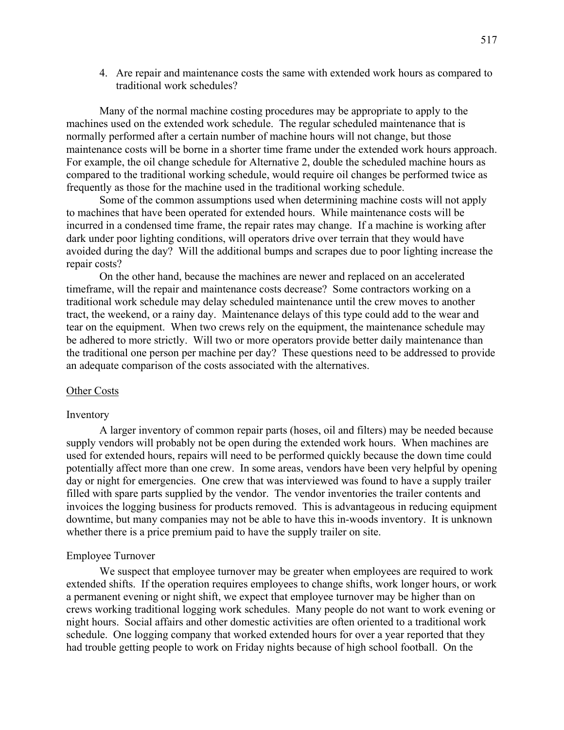4. Are repair and maintenance costs the same with extended work hours as compared to traditional work schedules?

Many of the normal machine costing procedures may be appropriate to apply to the machines used on the extended work schedule. The regular scheduled maintenance that is normally performed after a certain number of machine hours will not change, but those maintenance costs will be borne in a shorter time frame under the extended work hours approach. For example, the oil change schedule for Alternative 2, double the scheduled machine hours as compared to the traditional working schedule, would require oil changes be performed twice as frequently as those for the machine used in the traditional working schedule.

Some of the common assumptions used when determining machine costs will not apply to machines that have been operated for extended hours. While maintenance costs will be incurred in a condensed time frame, the repair rates may change. If a machine is working after dark under poor lighting conditions, will operators drive over terrain that they would have avoided during the day? Will the additional bumps and scrapes due to poor lighting increase the repair costs?

On the other hand, because the machines are newer and replaced on an accelerated timeframe, will the repair and maintenance costs decrease? Some contractors working on a traditional work schedule may delay scheduled maintenance until the crew moves to another tract, the weekend, or a rainy day. Maintenance delays of this type could add to the wear and tear on the equipment. When two crews rely on the equipment, the maintenance schedule may be adhered to more strictly. Will two or more operators provide better daily maintenance than the traditional one person per machine per day? These questions need to be addressed to provide an adequate comparison of the costs associated with the alternatives.

## Other Costs

### Inventory

A larger inventory of common repair parts (hoses, oil and filters) may be needed because supply vendors will probably not be open during the extended work hours. When machines are used for extended hours, repairs will need to be performed quickly because the down time could potentially affect more than one crew. In some areas, vendors have been very helpful by opening day or night for emergencies. One crew that was interviewed was found to have a supply trailer filled with spare parts supplied by the vendor. The vendor inventories the trailer contents and invoices the logging business for products removed. This is advantageous in reducing equipment downtime, but many companies may not be able to have this in-woods inventory. It is unknown whether there is a price premium paid to have the supply trailer on site.

### Employee Turnover

We suspect that employee turnover may be greater when employees are required to work extended shifts. If the operation requires employees to change shifts, work longer hours, or work a permanent evening or night shift, we expect that employee turnover may be higher than on crews working traditional logging work schedules. Many people do not want to work evening or night hours. Social affairs and other domestic activities are often oriented to a traditional work schedule. One logging company that worked extended hours for over a year reported that they had trouble getting people to work on Friday nights because of high school football. On the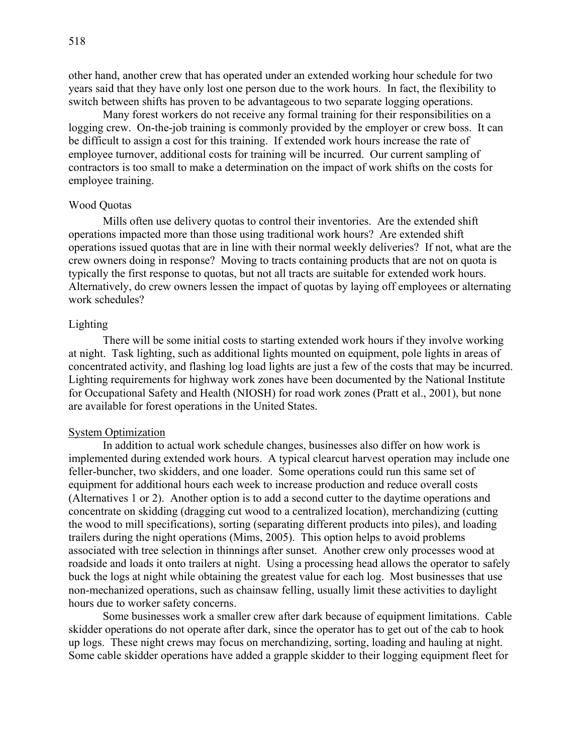other hand, another crew that has operated under an extended working hour schedule for two years said that they have only lost one person due to the work hours. In fact, the flexibility to switch between shifts has proven to be advantageous to two separate logging operations.

Many forest workers do not receive any formal training for their responsibilities on a logging crew. On-the-job training is commonly provided by the employer or crew boss. It can be difficult to assign a cost for this training. If extended work hours increase the rate of employee turnover, additional costs for training will be incurred. Our current sampling of contractors is too small to make a determination on the impact of work shifts on the costs for employee training.

### Wood Quotas

Mills often use delivery quotas to control their inventories. Are the extended shift operations impacted more than those using traditional work hours? Are extended shift operations issued quotas that are in line with their normal weekly deliveries? If not, what are the crew owners doing in response? Moving to tracts containing products that are not on quota is typically the first response to quotas, but not all tracts are suitable for extended work hours. Alternatively, do crew owners lessen the impact of quotas by laying off employees or alternating work schedules?

### Lighting

There will be some initial costs to starting extended work hours if they involve working at night. Task lighting, such as additional lights mounted on equipment, pole lights in areas of concentrated activity, and flashing log load lights are just a few of the costs that may be incurred. Lighting requirements for highway work zones have been documented by the National Institute for Occupational Safety and Health (NIOSH) for road work zones (Pratt et al., 2001), but none are available for forest operations in the United States.

## System Optimization

In addition to actual work schedule changes, businesses also differ on how work is implemented during extended work hours. A typical clearcut harvest operation may include one feller-buncher, two skidders, and one loader. Some operations could run this same set of equipment for additional hours each week to increase production and reduce overall costs (Alternatives 1 or 2). Another option is to add a second cutter to the daytime operations and concentrate on skidding (dragging cut wood to a centralized location), merchandizing (cutting the wood to mill specifications), sorting (separating different products into piles), and loading trailers during the night operations (Mims, 2005). This option helps to avoid problems associated with tree selection in thinnings after sunset. Another crew only processes wood at roadside and loads it onto trailers at night. Using a processing head allows the operator to safely buck the logs at night while obtaining the greatest value for each log. Most businesses that use non-mechanized operations, such as chainsaw felling, usually limit these activities to daylight hours due to worker safety concerns.

Some businesses work a smaller crew after dark because of equipment limitations. Cable skidder operations do not operate after dark, since the operator has to get out of the cab to hook up logs. These night crews may focus on merchandizing, sorting, loading and hauling at night. Some cable skidder operations have added a grapple skidder to their logging equipment fleet for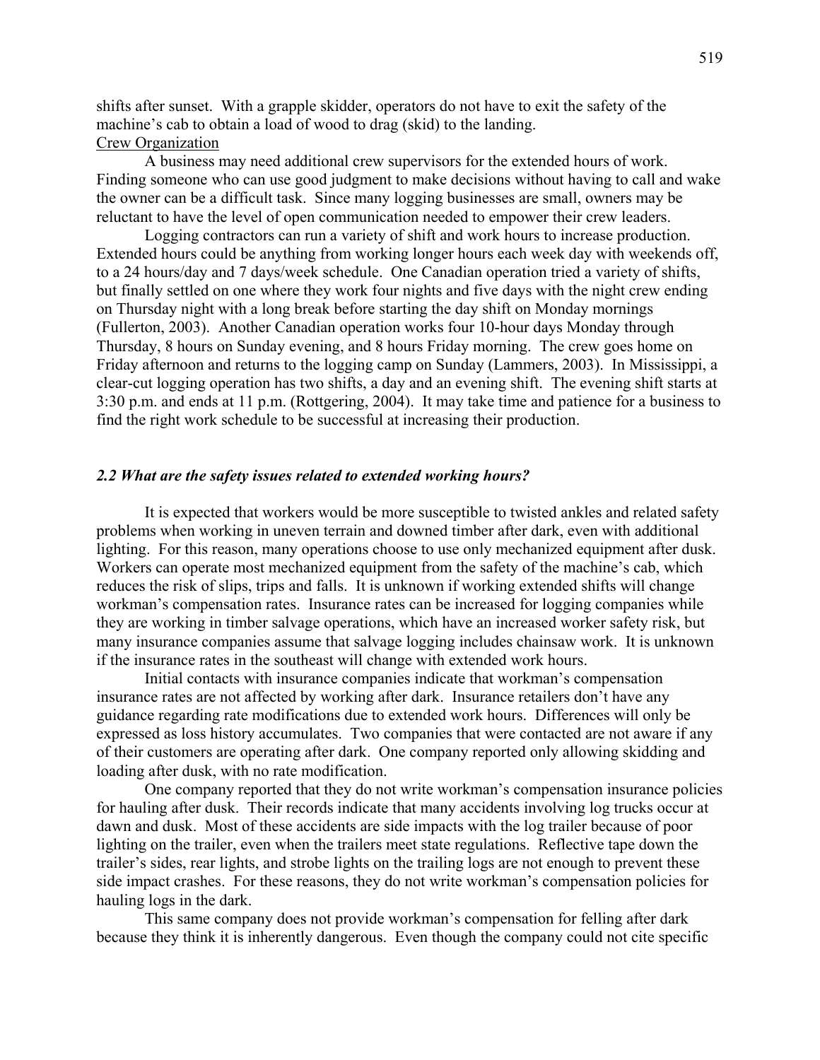shifts after sunset. With a grapple skidder, operators do not have to exit the safety of the machine's cab to obtain a load of wood to drag (skid) to the landing.

Crew Organization

A business may need additional crew supervisors for the extended hours of work. Finding someone who can use good judgment to make decisions without having to call and wake the owner can be a difficult task. Since many logging businesses are small, owners may be reluctant to have the level of open communication needed to empower their crew leaders.

Logging contractors can run a variety of shift and work hours to increase production. Extended hours could be anything from working longer hours each week day with weekends off, to a 24 hours/day and 7 days/week schedule. One Canadian operation tried a variety of shifts, but finally settled on one where they work four nights and five days with the night crew ending on Thursday night with a long break before starting the day shift on Monday mornings (Fullerton, 2003). Another Canadian operation works four 10-hour days Monday through Thursday, 8 hours on Sunday evening, and 8 hours Friday morning. The crew goes home on Friday afternoon and returns to the logging camp on Sunday (Lammers, 2003). In Mississippi, a clear-cut logging operation has two shifts, a day and an evening shift. The evening shift starts at 3:30 p.m. and ends at 11 p.m. (Rottgering, 2004). It may take time and patience for a business to find the right work schedule to be successful at increasing their production.

### *2.2 What are the safety issues related to extended working hours?*

It is expected that workers would be more susceptible to twisted ankles and related safety problems when working in uneven terrain and downed timber after dark, even with additional lighting. For this reason, many operations choose to use only mechanized equipment after dusk. Workers can operate most mechanized equipment from the safety of the machine's cab, which reduces the risk of slips, trips and falls. It is unknown if working extended shifts will change workman's compensation rates. Insurance rates can be increased for logging companies while they are working in timber salvage operations, which have an increased worker safety risk, but many insurance companies assume that salvage logging includes chainsaw work. It is unknown if the insurance rates in the southeast will change with extended work hours.

Initial contacts with insurance companies indicate that workman's compensation insurance rates are not affected by working after dark. Insurance retailers don't have any guidance regarding rate modifications due to extended work hours. Differences will only be expressed as loss history accumulates. Two companies that were contacted are not aware if any of their customers are operating after dark. One company reported only allowing skidding and loading after dusk, with no rate modification.

One company reported that they do not write workman's compensation insurance policies for hauling after dusk. Their records indicate that many accidents involving log trucks occur at dawn and dusk. Most of these accidents are side impacts with the log trailer because of poor lighting on the trailer, even when the trailers meet state regulations. Reflective tape down the trailer's sides, rear lights, and strobe lights on the trailing logs are not enough to prevent these side impact crashes. For these reasons, they do not write workman's compensation policies for hauling logs in the dark.

This same company does not provide workman's compensation for felling after dark because they think it is inherently dangerous. Even though the company could not cite specific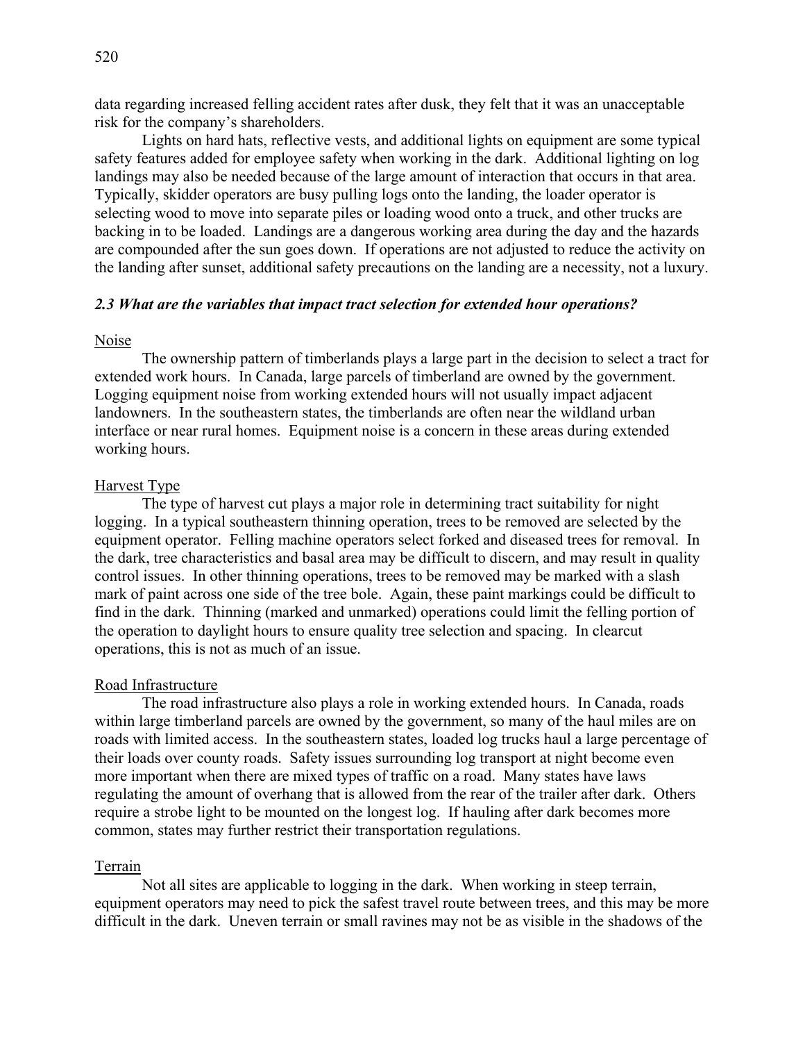data regarding increased felling accident rates after dusk, they felt that it was an unacceptable risk for the company's shareholders.

Lights on hard hats, reflective vests, and additional lights on equipment are some typical safety features added for employee safety when working in the dark. Additional lighting on log landings may also be needed because of the large amount of interaction that occurs in that area. Typically, skidder operators are busy pulling logs onto the landing, the loader operator is selecting wood to move into separate piles or loading wood onto a truck, and other trucks are backing in to be loaded. Landings are a dangerous working area during the day and the hazards are compounded after the sun goes down. If operations are not adjusted to reduce the activity on the landing after sunset, additional safety precautions on the landing are a necessity, not a luxury.

### *2.3 What are the variables that impact tract selection for extended hour operations?*

<u>Noise</u>

The ownership pattern of timberlands plays a large part in the decision to select a tract for extended work hours. In Canada, large parcels of timberland are owned by the government. Logging equipment noise from working extended hours will not usually impact adjacent landowners. In the southeastern states, the timberlands are often near the wildland urban interface or near rural homes. Equipment noise is a concern in these areas during extended working hours.

<u>Harvest Type</u>

The type of harvest cut plays a major role in determining tract suitability for night logging. In a typical southeastern thinning operation, trees to be removed are selected by the equipment operator. Felling machine operators select forked and diseased trees for removal. In the dark, tree characteristics and basal area may be difficult to discern, and may result in quality control issues. In other thinning operations, trees to be removed may be marked with a slash mark of paint across one side of the tree bole. Again, these paint markings could be difficult to find in the dark. Thinning (marked and unmarked) operations could limit the felling portion of the operation to daylight hours to ensure quality tree selection and spacing. In clearcut operations, this is not as much of an issue.

<u>Road Infrastructure</u>

The road infrastructure also plays a role in working extended hours. In Canada, roads within large timberland parcels are owned by the government, so many of the haul miles are on roads with limited access. In the southeastern states, loaded log trucks haul a large percentage of their loads over county roads. Safety issues surrounding log transport at night become even more important when there are mixed types of traffic on a road. Many states have laws regulating the amount of overhang that is allowed from the rear of the trailer after dark. Others require a strobe light to be mounted on the longest log. If hauling after dark becomes more common, states may further restrict their transportation regulations.

<u>Terrain</u>

Not all sites are applicable to logging in the dark. When working in steep terrain, equipment operators may need to pick the safest travel route between trees, and this may be more difficult in the dark. Uneven terrain or small ravines may not be as visible in the shadows of the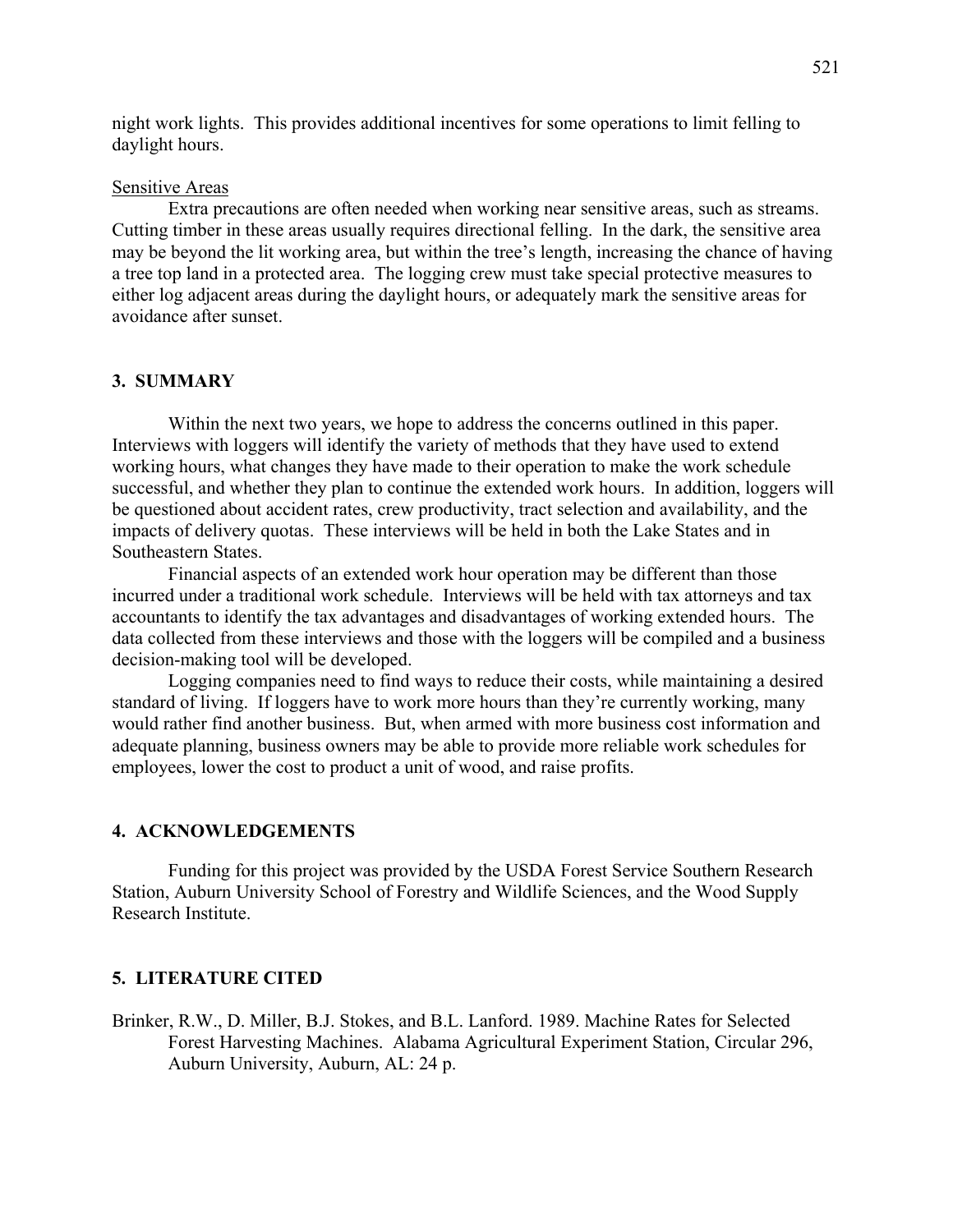night work lights. This provides additional incentives for some operations to limit felling to daylight hours.

Sensitive Areas

Extra precautions are often needed when working near sensitive areas, such as streams. Cutting timber in these areas usually requires directional felling. In the dark, the sensitive area may be beyond the lit working area, but within the tree's length, increasing the chance of having a tree top land in a protected area. The logging crew must take special protective measures to either log adjacent areas during the daylight hours, or adequately mark the sensitive areas for avoidance after sunset.

## 3. SUMMARY

Within the next two years, we hope to address the concerns outlined in this paper. Interviews with loggers will identify the variety of methods that they have used to extend working hours, what changes they have made to their operation to make the work schedule successful, and whether they plan to continue the extended work hours. In addition, loggers will be questioned about accident rates, crew productivity, tract selection and availability, and the impacts of delivery quotas. These interviews will be held in both the Lake States and in Southeastern States.

Financial aspects of an extended work hour operation may be different than those incurred under a traditional work schedule. Interviews will be held with tax attorneys and tax accountants to identify the tax advantages and disadvantages of working extended hours. The data collected from these interviews and those with the loggers will be compiled and a business decision-making tool will be developed.

Logging companies need to find ways to reduce their costs, while maintaining a desired standard of living. If loggers have to work more hours than they're currently working, many would rather find another business. But, when armed with more business cost information and adequate planning, business owners may be able to provide more reliable work schedules for employees, lower the cost to product a unit of wood, and raise profits.

## 4. ACKNOWLEDGEMENTS

Funding for this project was provided by the USDA Forest Service Southern Research Station, Auburn University School of Forestry and Wildlife Sciences, and the Wood Supply Research Institute.

## 5. LITERATURE CITED

Brinker, R.W., D. Miller, B.J. Stokes, and B.L. Lanford. 1989. Machine Rates for Selected Forest Harvesting Machines. Alabama Agricultural Experiment Station, Circular 296, Auburn University, Auburn, AL: 24 p.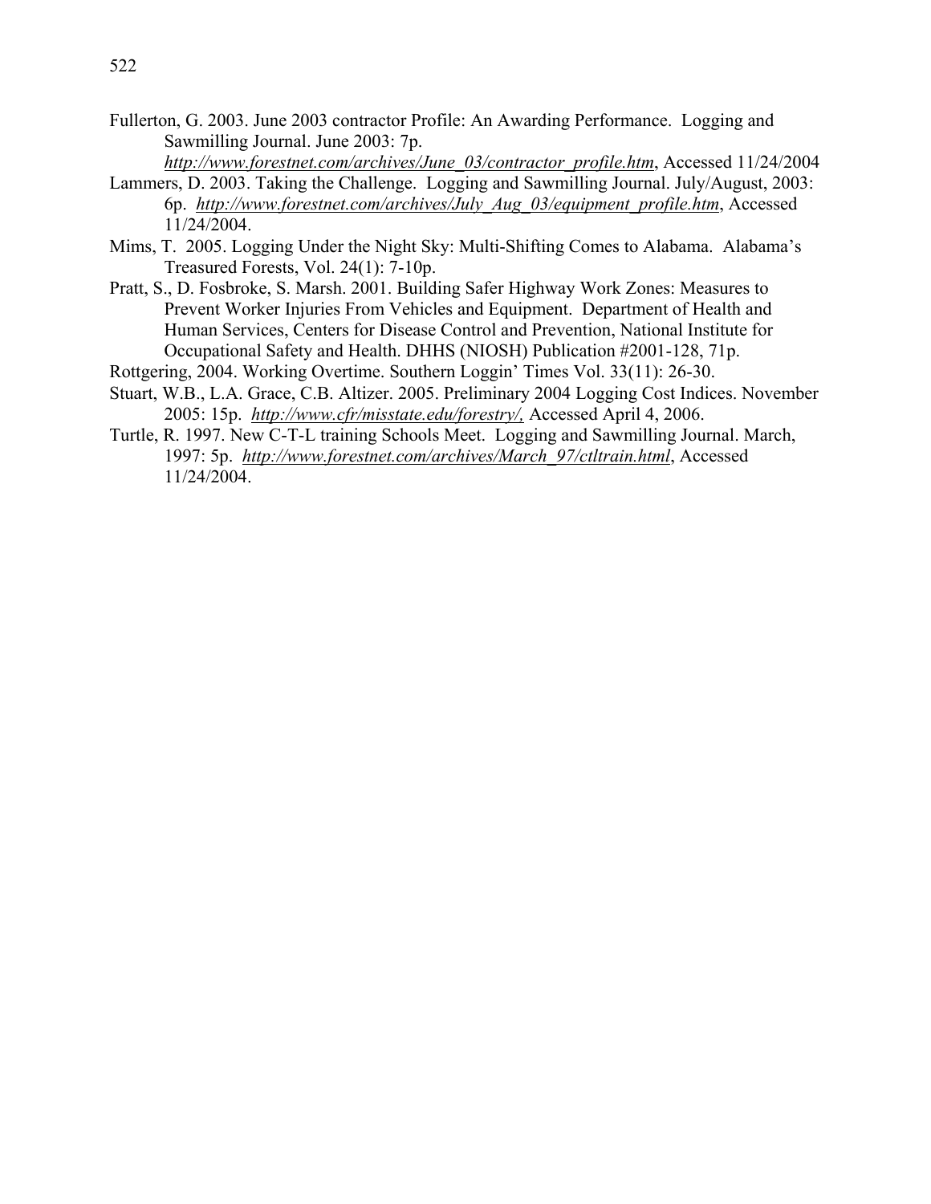Fullerton, G. 2003. June 2003 contractor Profile: An Awarding Performance. Logging and Sawmilling Journal. June 2003: 7p. *http://www.forestnet.com/archives/June_03/contractor_profile.htm*, Accessed 11/24/2004

Lammers, D. 2003. Taking the Challenge. Logging and Sawmilling Journal. July/August, 2003: 6p. *http://www.forestnet.com/archives/July_Aug_03/equipment_profile.htm*, Accessed 11/24/2004.

Mims, T. 2005. Logging Under the Night Sky: Multi-Shifting Comes to Alabama. Alabama's Treasured Forests, Vol. 24(1): 7-10p.

Pratt, S., D. Fosbroke, S. Marsh. 2001. Building Safer Highway Work Zones: Measures to Prevent Worker Injuries From Vehicles and Equipment. Department of Health and Human Services, Centers for Disease Control and Prevention, National Institute for Occupational Safety and Health. DHHS (NIOSH) Publication #2001-128, 71p.

Rottgering, 2004. Working Overtime. Southern Loggin' Times Vol. 33(11): 26-30.

Stuart, W.B., L.A. Grace, C.B. Altizer. 2005. Preliminary 2004 Logging Cost Indices. November 2005: 15p. *http://www.cfr/misstate.edu/forestry/,* Accessed April 4, 2006.

Turtle, R. 1997. New C-T-L training Schools Meet. Logging and Sawmilling Journal. March, 1997: 5p. *http://www.forestnet.com/archives/March_97/ctltrain.html*, Accessed 11/24/2004.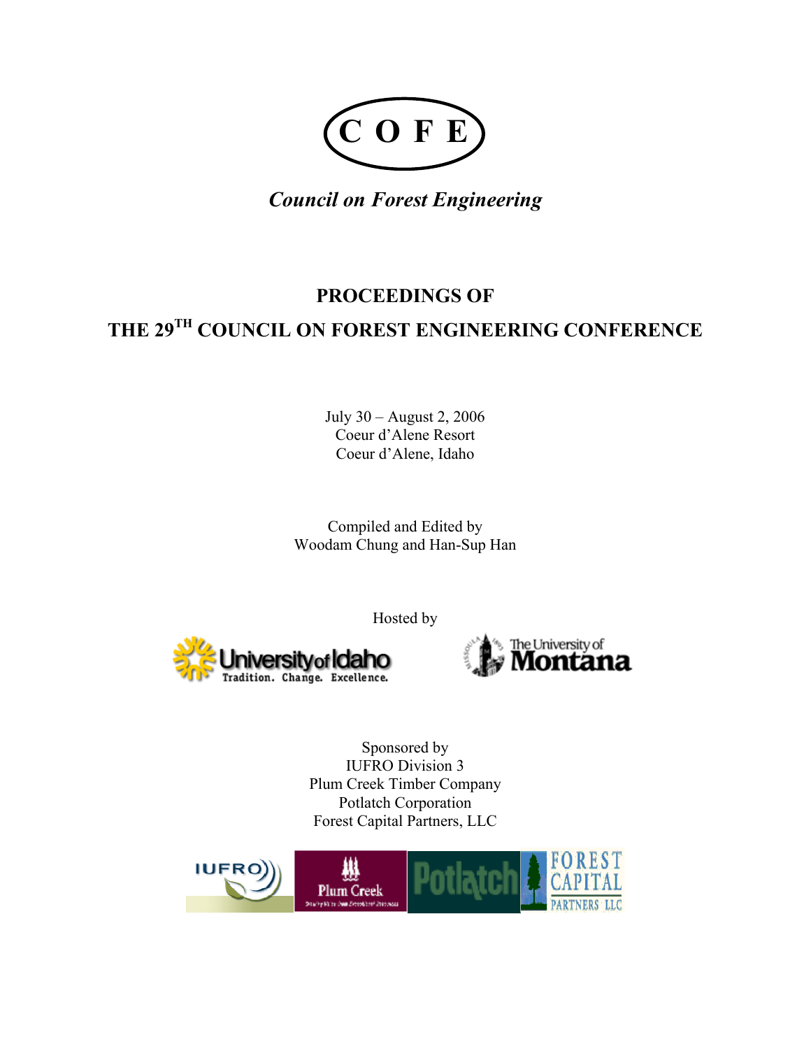C O F E

*Council on Forest Engineering*

# PROCEEDINGS OF
# THE 29TH COUNCIL ON FOREST ENGINEERING CONFERENCE

July 30 – August 2, 2006
Coeur d'Alene Resort
Coeur d'Alene, Idaho

Compiled and Edited by
Woodam Chung and Han-Sup Han

Hosted by

University of Idaho
Tradition. Change. Excellence.

The University of Montana

Sponsored by
IUFRO Division 3
Plum Creek Timber Company
Potlatch Corporation
Forest Capital Partners, LLC